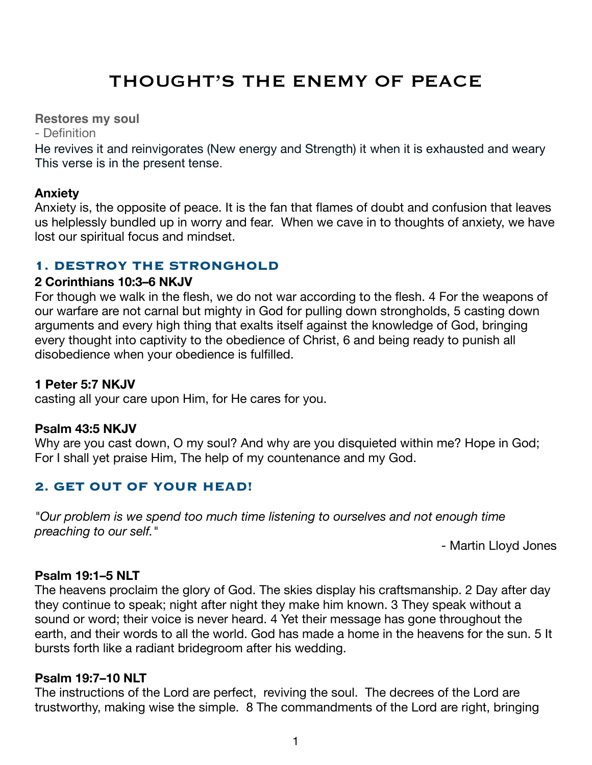# THOUGHT'S THE ENEMY OF PEACE

**Restores my soul**

- Definition

He revives it and reinvigorates (New energy and Strength) it when it is exhausted and weary
This verse is in the present tense.

**Anxiety**

Anxiety is, the opposite of peace. It is the fan that flames of doubt and confusion that leaves us helplessly bundled up in worry and fear. When we cave in to thoughts of anxiety, we have lost our spiritual focus and mindset.

## 1. DESTROY THE STRONGHOLD

**2 Corinthians 10:3–6 NKJV**

For though we walk in the flesh, we do not war according to the flesh. 4 For the weapons of our warfare are not carnal but mighty in God for pulling down strongholds, 5 casting down arguments and every high thing that exalts itself against the knowledge of God, bringing every thought into captivity to the obedience of Christ, 6 and being ready to punish all disobedience when your obedience is fulfilled.

**1 Peter 5:7 NKJV**

casting all your care upon Him, for He cares for you.

**Psalm 43:5 NKJV**

Why are you cast down, O my soul? And why are you disquieted within me? Hope in God; For I shall yet praise Him, The help of my countenance and my God.

## 2. GET OUT OF YOUR HEAD!

*"Our problem is we spend too much time listening to ourselves and not enough time preaching to our self."*

- Martin Lloyd Jones

**Psalm 19:1–5 NLT**

The heavens proclaim the glory of God. The skies display his craftsmanship. 2 Day after day they continue to speak; night after night they make him known. 3 They speak without a sound or word; their voice is never heard. 4 Yet their message has gone throughout the earth, and their words to all the world. God has made a home in the heavens for the sun. 5 It bursts forth like a radiant bridegroom after his wedding.

**Psalm 19:7–10 NLT**

The instructions of the Lord are perfect, reviving the soul. The decrees of the Lord are trustworthy, making wise the simple. 8 The commandments of the Lord are right, bringing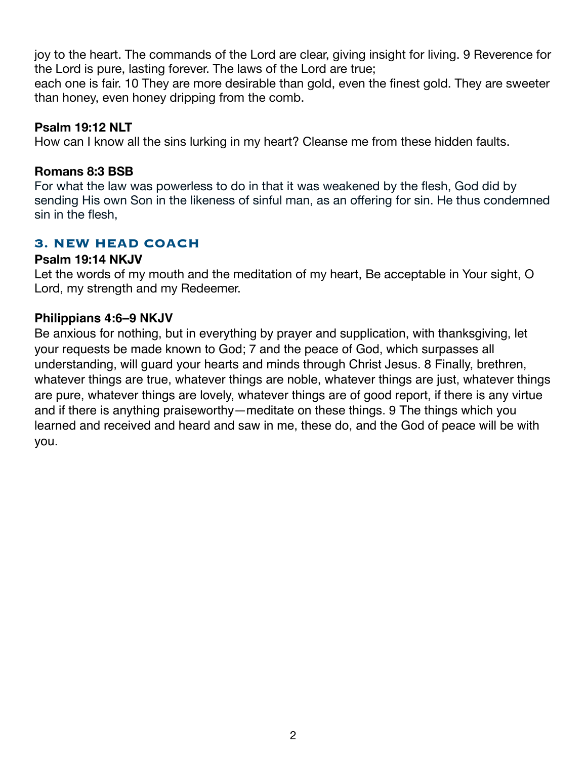joy to the heart. The commands of the Lord are clear, giving insight for living. 9 Reverence for the Lord is pure, lasting forever. The laws of the Lord are true;
each one is fair. 10 They are more desirable than gold, even the finest gold. They are sweeter than honey, even honey dripping from the comb.

**Psalm 19:12 NLT**
How can I know all the sins lurking in my heart? Cleanse me from these hidden faults.

**Romans 8:3 BSB**
For what the law was powerless to do in that it was weakened by the flesh, God did by sending His own Son in the likeness of sinful man, as an offering for sin. He thus condemned sin in the flesh,

### 3. NEW HEAD COACH

**Psalm 19:14 NKJV**
Let the words of my mouth and the meditation of my heart, Be acceptable in Your sight, O Lord, my strength and my Redeemer.

**Philippians 4:6–9 NKJV**
Be anxious for nothing, but in everything by prayer and supplication, with thanksgiving, let your requests be made known to God; 7 and the peace of God, which surpasses all understanding, will guard your hearts and minds through Christ Jesus. 8 Finally, brethren, whatever things are true, whatever things are noble, whatever things are just, whatever things are pure, whatever things are lovely, whatever things are of good report, if there is any virtue and if there is anything praiseworthy—meditate on these things. 9 The things which you learned and received and heard and saw in me, these do, and the God of peace will be with you.